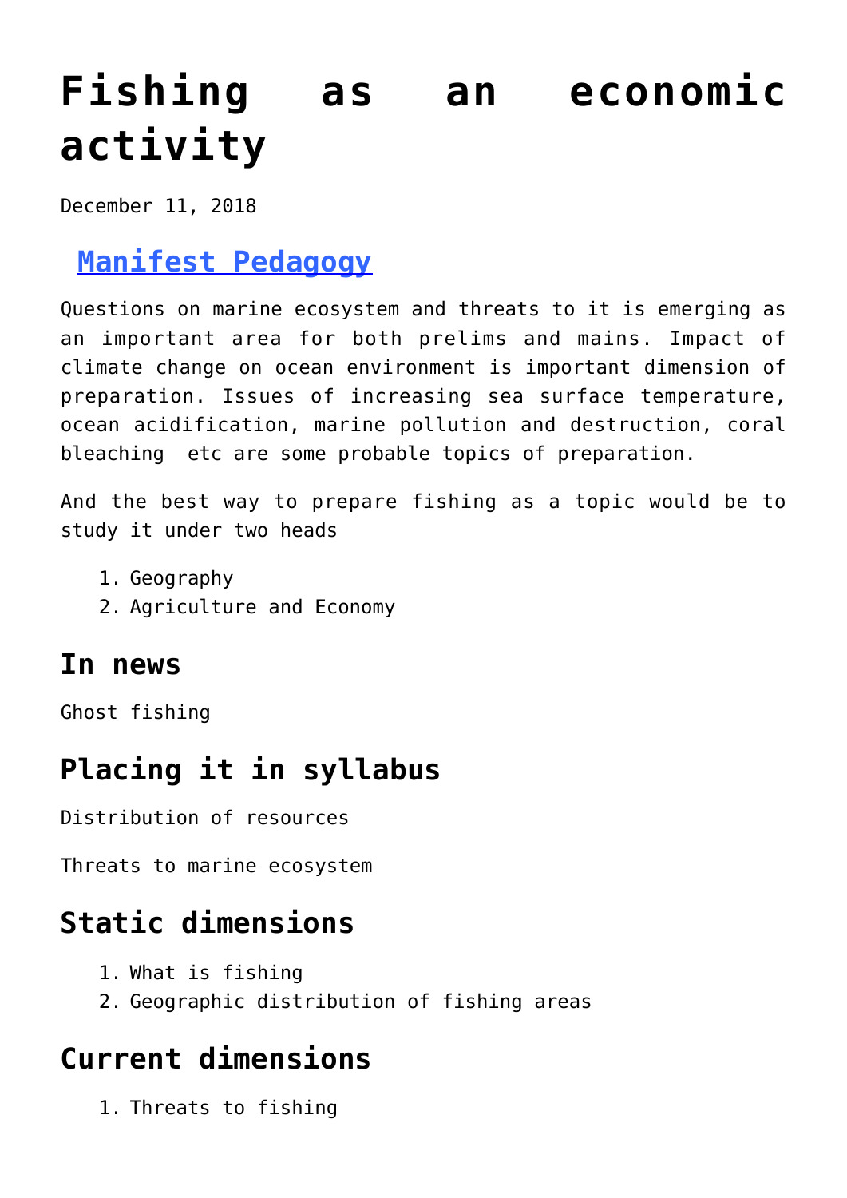# Fishing as an economic activity

December 11, 2018

## [Manifest Pedagogy]

Questions on marine ecosystem and threats to it is emerging as an important area for both prelims and mains. Impact of climate change on ocean environment is important dimension of preparation. Issues of increasing sea surface temperature, ocean acidification, marine pollution and destruction, coral bleaching etc are some probable topics of preparation.

And the best way to prepare fishing as a topic would be to study it under two heads

1. Geography
2. Agriculture and Economy

## In news

Ghost fishing

## Placing it in syllabus

Distribution of resources

Threats to marine ecosystem

## Static dimensions

1. What is fishing
2. Geographic distribution of fishing areas

## Current dimensions

1. Threats to fishing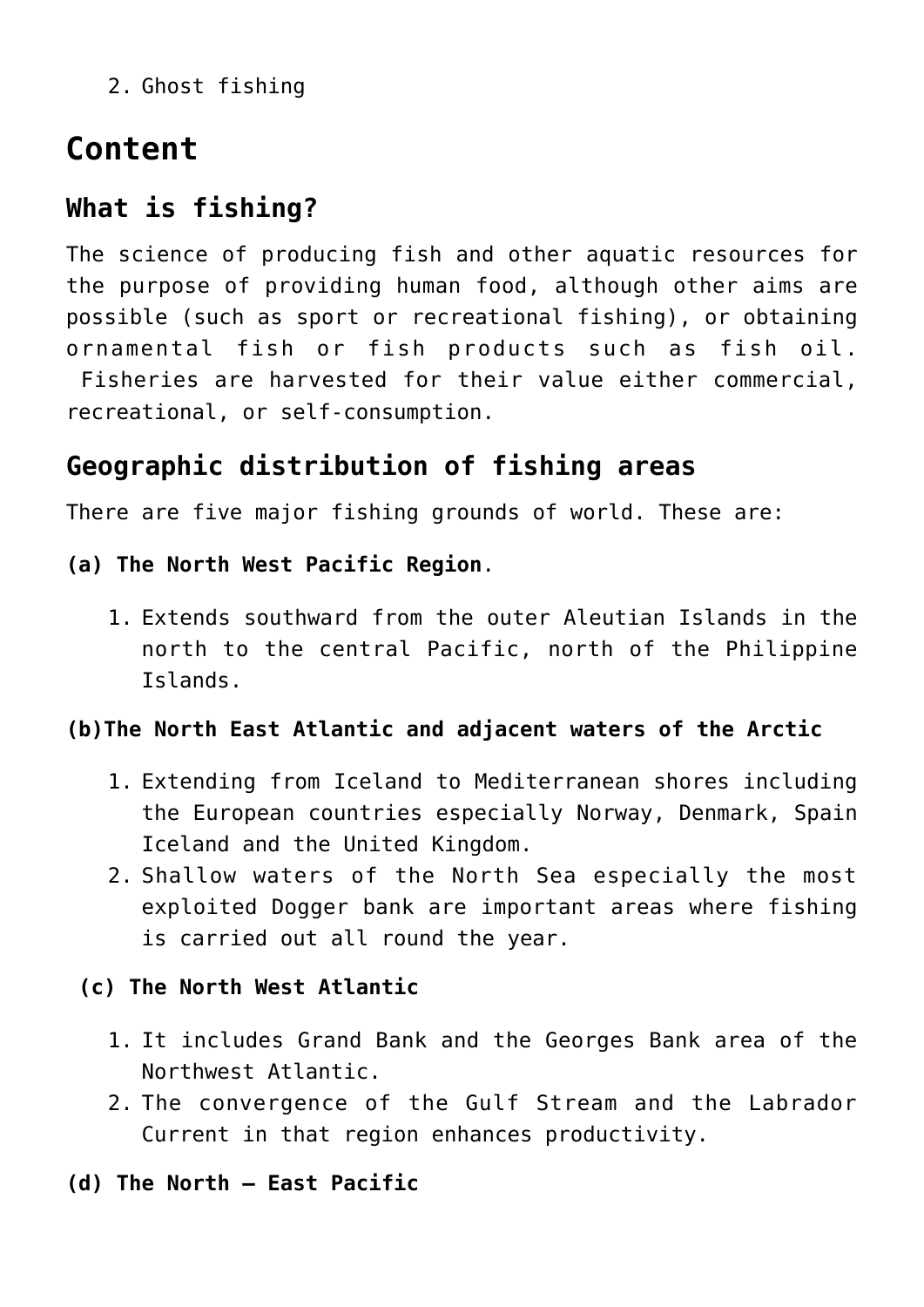2. Ghost fishing

## Content

### What is fishing?

The science of producing fish and other aquatic resources for the purpose of providing human food, although other aims are possible (such as sport or recreational fishing), or obtaining ornamental fish or fish products such as fish oil. Fisheries are harvested for their value either commercial, recreational, or self-consumption.

### Geographic distribution of fishing areas

There are five major fishing grounds of world. These are:

**(a) The North West Pacific Region**.

1. Extends southward from the outer Aleutian Islands in the north to the central Pacific, north of the Philippine Islands.

**(b)The North East Atlantic and adjacent waters of the Arctic**

1. Extending from Iceland to Mediterranean shores including the European countries especially Norway, Denmark, Spain Iceland and the United Kingdom.
2. Shallow waters of the North Sea especially the most exploited Dogger bank are important areas where fishing is carried out all round the year.

**(c) The North West Atlantic**

1. It includes Grand Bank and the Georges Bank area of the Northwest Atlantic.
2. The convergence of the Gulf Stream and the Labrador Current in that region enhances productivity.

**(d) The North – East Pacific**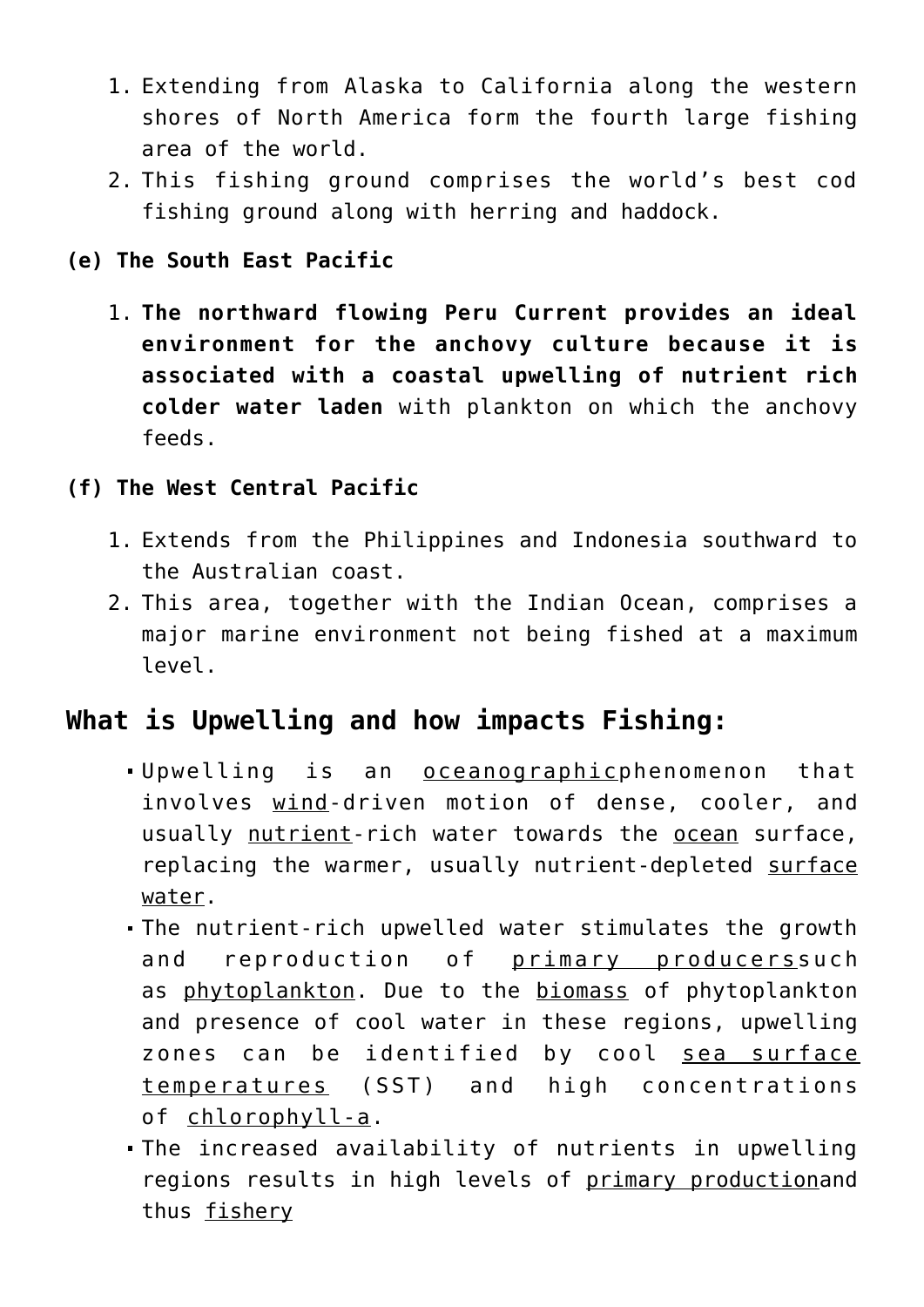1. Extending from Alaska to California along the western shores of North America form the fourth large fishing area of the world.
2. This fishing ground comprises the world's best cod fishing ground along with herring and haddock.

**(e) The South East Pacific**

1. **The northward flowing Peru Current provides an ideal environment for the anchovy culture because it is associated with a coastal upwelling of nutrient rich colder water laden** with plankton on which the anchovy feeds.

**(f) The West Central Pacific**

1. Extends from the Philippines and Indonesia southward to the Australian coast.
2. This area, together with the Indian Ocean, comprises a major marine environment not being fished at a maximum level.

## What is Upwelling and how impacts Fishing:

- Upwelling is an oceanographicphenomenon that involves wind-driven motion of dense, cooler, and usually nutrient-rich water towards the ocean surface, replacing the warmer, usually nutrient-depleted surface water.
- The nutrient-rich upwelled water stimulates the growth and reproduction of primary producerssuch as phytoplankton. Due to the biomass of phytoplankton and presence of cool water in these regions, upwelling zones can be identified by cool sea surface temperatures (SST) and high concentrations of chlorophyll-a.
- The increased availability of nutrients in upwelling regions results in high levels of primary productionand thus fishery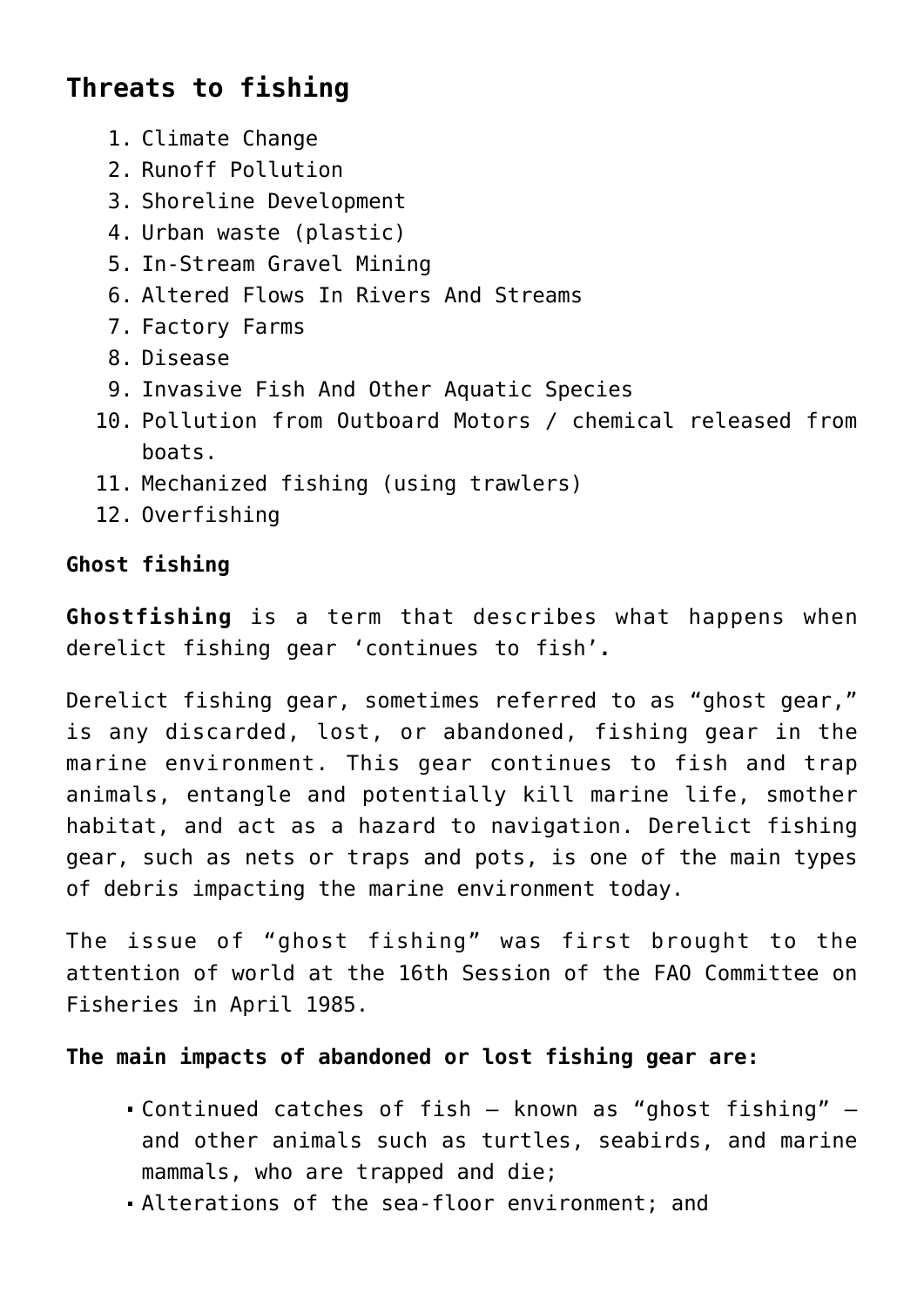## Threats to fishing

1. Climate Change
2. Runoff Pollution
3. Shoreline Development
4. Urban waste (plastic)
5. In-Stream Gravel Mining
6. Altered Flows In Rivers And Streams
7. Factory Farms
8. Disease
9. Invasive Fish And Other Aquatic Species
10. Pollution from Outboard Motors / chemical released from boats.
11. Mechanized fishing (using trawlers)
12. Overfishing

**Ghost fishing**

**Ghostfishing** is a term that describes what happens when derelict fishing gear 'continues to fish'**.**

Derelict fishing gear, sometimes referred to as "ghost gear," is any discarded, lost, or abandoned, fishing gear in the marine environment. This gear continues to fish and trap animals, entangle and potentially kill marine life, smother habitat, and act as a hazard to navigation. Derelict fishing gear, such as nets or traps and pots, is one of the main types of debris impacting the marine environment today.

The issue of "ghost fishing" was first brought to the attention of world at the 16th Session of the FAO Committee on Fisheries in April 1985.

**The main impacts of abandoned or lost fishing gear are:**

- Continued catches of fish – known as "ghost fishing" – and other animals such as turtles, seabirds, and marine mammals, who are trapped and die;
- Alterations of the sea-floor environment; and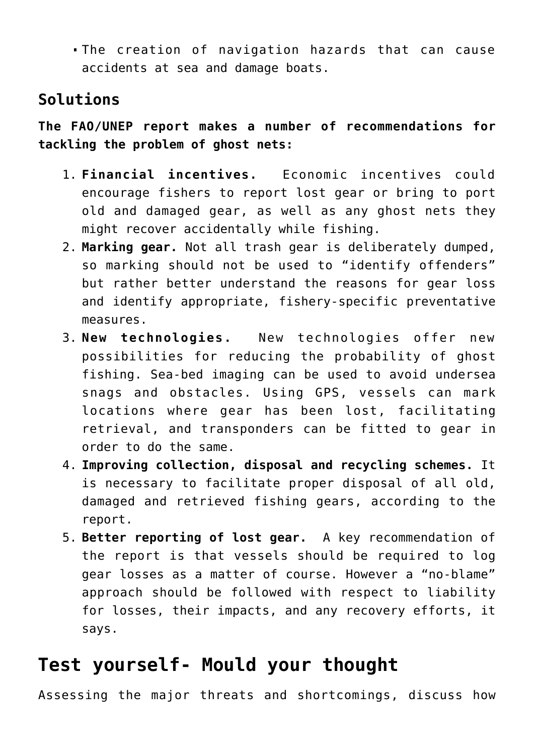- The creation of navigation hazards that can cause accidents at sea and damage boats.

## Solutions

**The FAO/UNEP report makes a number of recommendations for tackling the problem of ghost nets:**

1. **Financial incentives.** Economic incentives could encourage fishers to report lost gear or bring to port old and damaged gear, as well as any ghost nets they might recover accidentally while fishing.
2. **Marking gear.** Not all trash gear is deliberately dumped, so marking should not be used to "identify offenders" but rather better understand the reasons for gear loss and identify appropriate, fishery-specific preventative measures.
3. **New technologies.** New technologies offer new possibilities for reducing the probability of ghost fishing. Sea-bed imaging can be used to avoid undersea snags and obstacles. Using GPS, vessels can mark locations where gear has been lost, facilitating retrieval, and transponders can be fitted to gear in order to do the same.
4. **Improving collection, disposal and recycling schemes.** It is necessary to facilitate proper disposal of all old, damaged and retrieved fishing gears, according to the report.
5. **Better reporting of lost gear.** A key recommendation of the report is that vessels should be required to log gear losses as a matter of course. However a "no-blame" approach should be followed with respect to liability for losses, their impacts, and any recovery efforts, it says.

## Test yourself- Mould your thought

Assessing the major threats and shortcomings, discuss how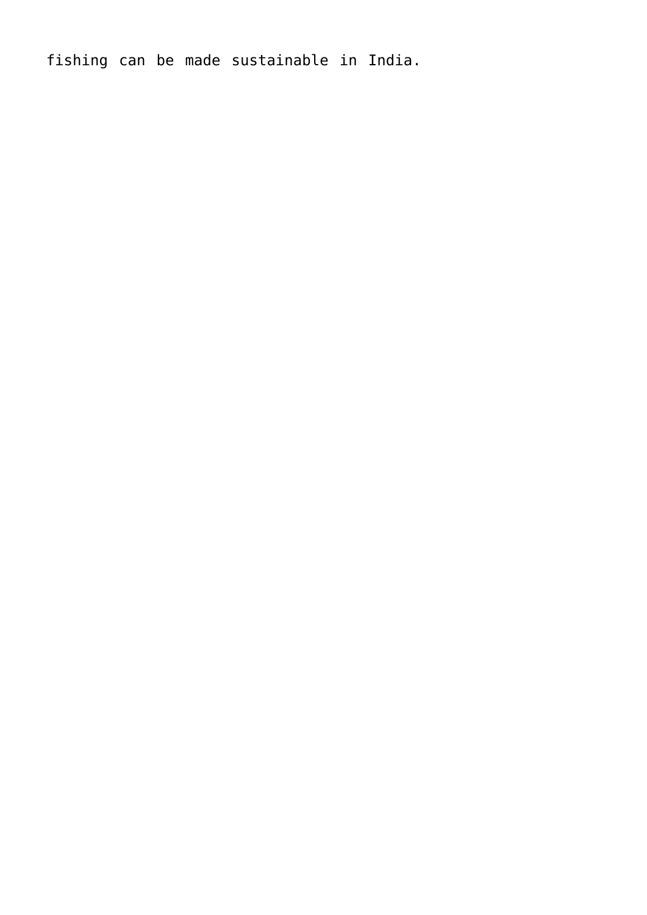fishing can be made sustainable in India.